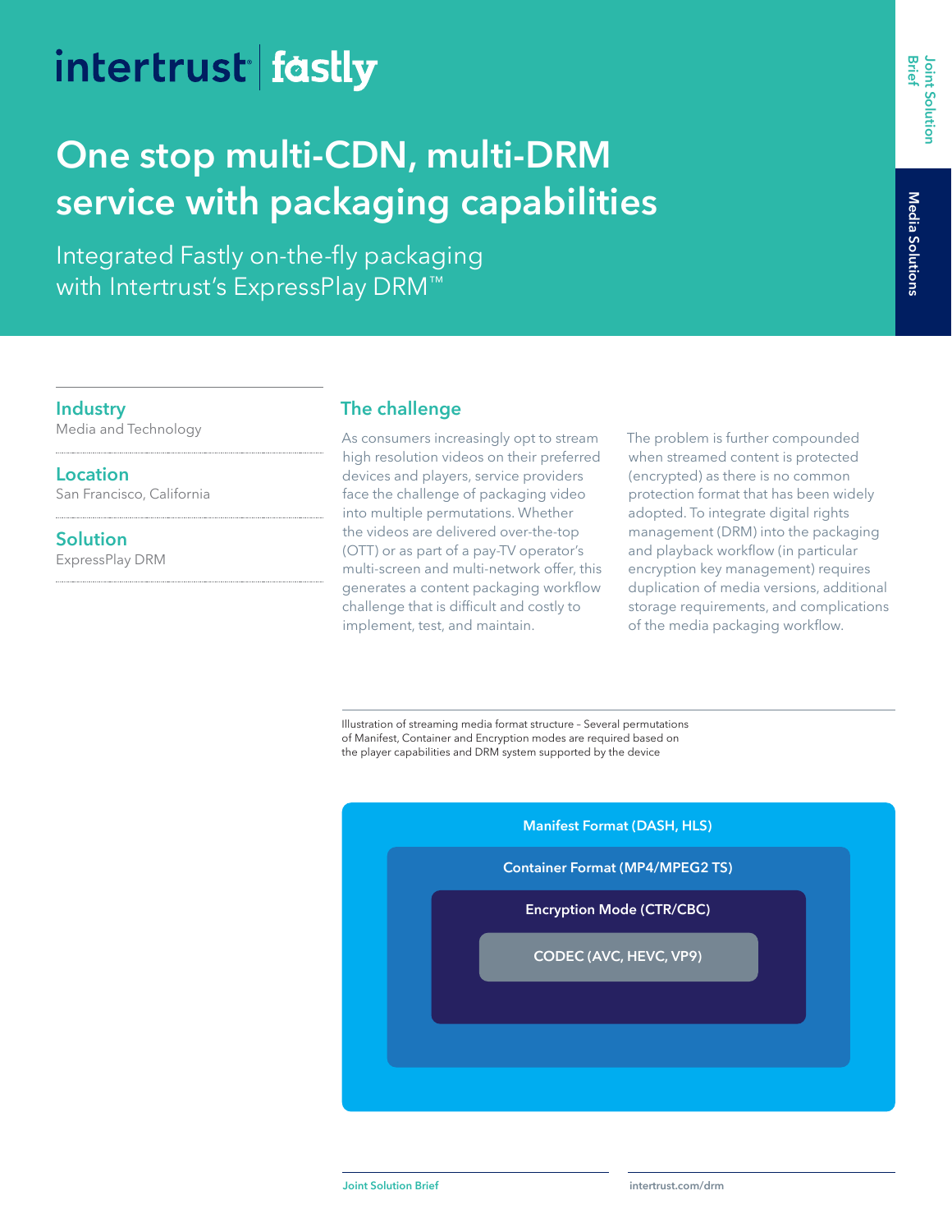intertrust | fastly

# One stop multi-CDN, multi-DRM service with packaging capabilities

Integrated Fastly on-the-fly packaging with Intertrust's ExpressPlay DRM™

Joint Solution Brief

Media Solutions

**Industry**
Media and Technology

**Location**
San Francisco, California

**Solution**
ExpressPlay DRM

## The challenge

As consumers increasingly opt to stream high resolution videos on their preferred devices and players, service providers face the challenge of packaging video into multiple permutations. Whether the videos are delivered over-the-top (OTT) or as part of a pay-TV operator's multi-screen and multi-network offer, this generates a content packaging workflow challenge that is difficult and costly to implement, test, and maintain.

The problem is further compounded when streamed content is protected (encrypted) as there is no common protection format that has been widely adopted. To integrate digital rights management (DRM) into the packaging and playback workflow (in particular encryption key management) requires duplication of media versions, additional storage requirements, and complications of the media packaging workflow.

Illustration of streaming media format structure – Several permutations of Manifest, Container and Encryption modes are required based on the player capabilities and DRM system supported by the device

- Manifest Format (DASH, HLS)
  - Container Format (MP4/MPEG2 TS)
    - Encryption Mode (CTR/CBC)
      - CODEC (AVC, HEVC, VP9)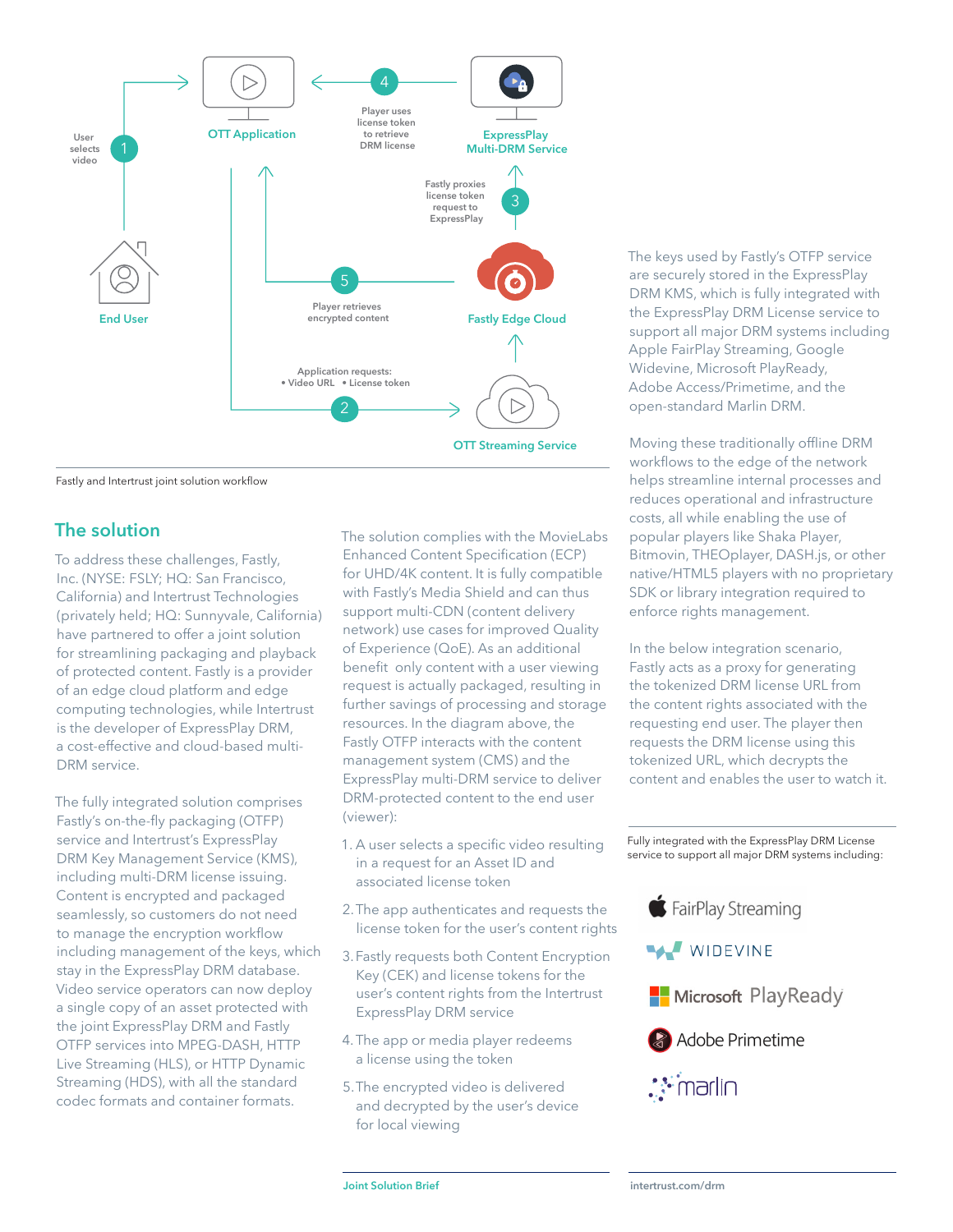Fastly and Intertrust joint solution workflow

## The solution

To address these challenges, Fastly, Inc. (NYSE: FSLY; HQ: San Francisco, California) and Intertrust Technologies (privately held; HQ: Sunnyvale, California) have partnered to offer a joint solution for streamlining packaging and playback of protected content. Fastly is a provider of an edge cloud platform and edge computing technologies, while Intertrust is the developer of ExpressPlay DRM, a cost-effective and cloud-based multi-DRM service.

The fully integrated solution comprises Fastly's on-the-fly packaging (OTFP) service and Intertrust's ExpressPlay DRM Key Management Service (KMS), including multi-DRM license issuing. Content is encrypted and packaged seamlessly, so customers do not need to manage the encryption workflow including management of the keys, which stay in the ExpressPlay DRM database. Video service operators can now deploy a single copy of an asset protected with the joint ExpressPlay DRM and Fastly OTFP services into MPEG-DASH, HTTP Live Streaming (HLS), or HTTP Dynamic Streaming (HDS), with all the standard codec formats and container formats.

The solution complies with the MovieLabs Enhanced Content Specification (ECP) for UHD/4K content. It is fully compatible with Fastly's Media Shield and can thus support multi-CDN (content delivery network) use cases for improved Quality of Experience (QoE). As an additional benefit only content with a user viewing request is actually packaged, resulting in further savings of processing and storage resources. In the diagram above, the Fastly OTFP interacts with the content management system (CMS) and the ExpressPlay multi-DRM service to deliver DRM-protected content to the end user (viewer):

1. A user selects a specific video resulting in a request for an Asset ID and associated license token
2. The app authenticates and requests the license token for the user's content rights
3. Fastly requests both Content Encryption Key (CEK) and license tokens for the user's content rights from the Intertrust ExpressPlay DRM service
4. The app or media player redeems a license using the token
5. The encrypted video is delivered and decrypted by the user's device for local viewing

The keys used by Fastly's OTFP service are securely stored in the ExpressPlay DRM KMS, which is fully integrated with the ExpressPlay DRM License service to support all major DRM systems including Apple FairPlay Streaming, Google Widevine, Microsoft PlayReady, Adobe Access/Primetime, and the open-standard Marlin DRM.

Moving these traditionally offline DRM workflows to the edge of the network helps streamline internal processes and reduces operational and infrastructure costs, all while enabling the use of popular players like Shaka Player, Bitmovin, THEOplayer, DASH.js, or other native/HTML5 players with no proprietary SDK or library integration required to enforce rights management.

In the below integration scenario, Fastly acts as a proxy for generating the tokenized DRM license URL from the content rights associated with the requesting end user. The player then requests the DRM license using this tokenized URL, which decrypts the content and enables the user to watch it.

Fully integrated with the ExpressPlay DRM License service to support all major DRM systems including: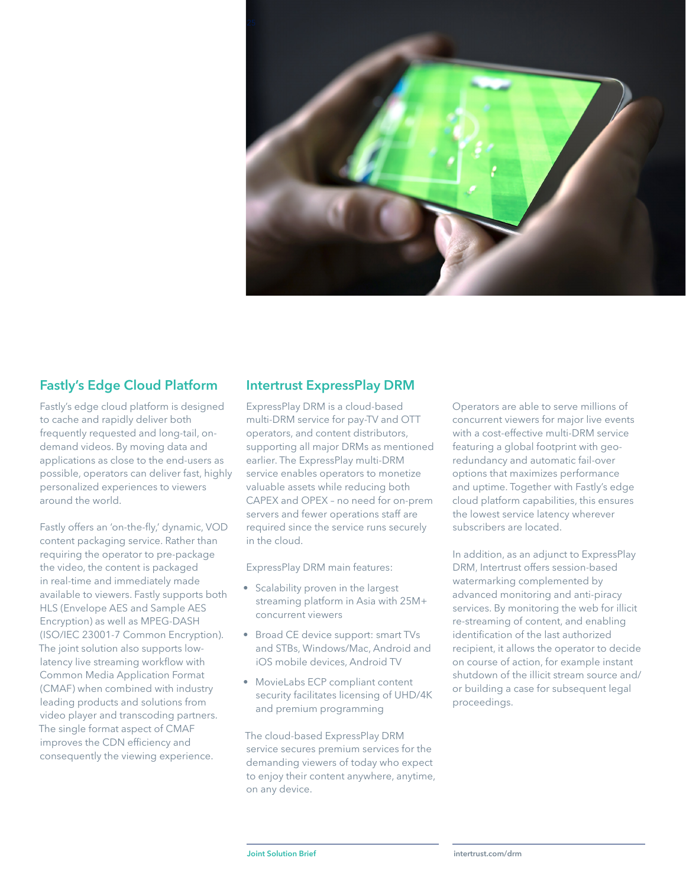## Fastly's Edge Cloud Platform

Fastly's edge cloud platform is designed to cache and rapidly deliver both frequently requested and long-tail, on-demand videos. By moving data and applications as close to the end-users as possible, operators can deliver fast, highly personalized experiences to viewers around the world.

Fastly offers an 'on-the-fly,' dynamic, VOD content packaging service. Rather than requiring the operator to pre-package the video, the content is packaged in real-time and immediately made available to viewers. Fastly supports both HLS (Envelope AES and Sample AES Encryption) as well as MPEG-DASH (ISO/IEC 23001-7 Common Encryption). The joint solution also supports low-latency live streaming workflow with Common Media Application Format (CMAF) when combined with industry leading products and solutions from video player and transcoding partners. The single format aspect of CMAF improves the CDN efficiency and consequently the viewing experience.

## Intertrust ExpressPlay DRM

ExpressPlay DRM is a cloud-based multi-DRM service for pay-TV and OTT operators, and content distributors, supporting all major DRMs as mentioned earlier. The ExpressPlay multi-DRM service enables operators to monetize valuable assets while reducing both CAPEX and OPEX – no need for on-prem servers and fewer operations staff are required since the service runs securely in the cloud.

ExpressPlay DRM main features:

- Scalability proven in the largest streaming platform in Asia with 25M+ concurrent viewers
- Broad CE device support: smart TVs and STBs, Windows/Mac, Android and iOS mobile devices, Android TV
- MovieLabs ECP compliant content security facilitates licensing of UHD/4K and premium programming

The cloud-based ExpressPlay DRM service secures premium services for the demanding viewers of today who expect to enjoy their content anywhere, anytime, on any device.

Operators are able to serve millions of concurrent viewers for major live events with a cost-effective multi-DRM service featuring a global footprint with geo-redundancy and automatic fail-over options that maximizes performance and uptime. Together with Fastly's edge cloud platform capabilities, this ensures the lowest service latency wherever subscribers are located.

In addition, as an adjunct to ExpressPlay DRM, Intertrust offers session-based watermarking complemented by advanced monitoring and anti-piracy services. By monitoring the web for illicit re-streaming of content, and enabling identification of the last authorized recipient, it allows the operator to decide on course of action, for example instant shutdown of the illicit stream source and/or building a case for subsequent legal proceedings.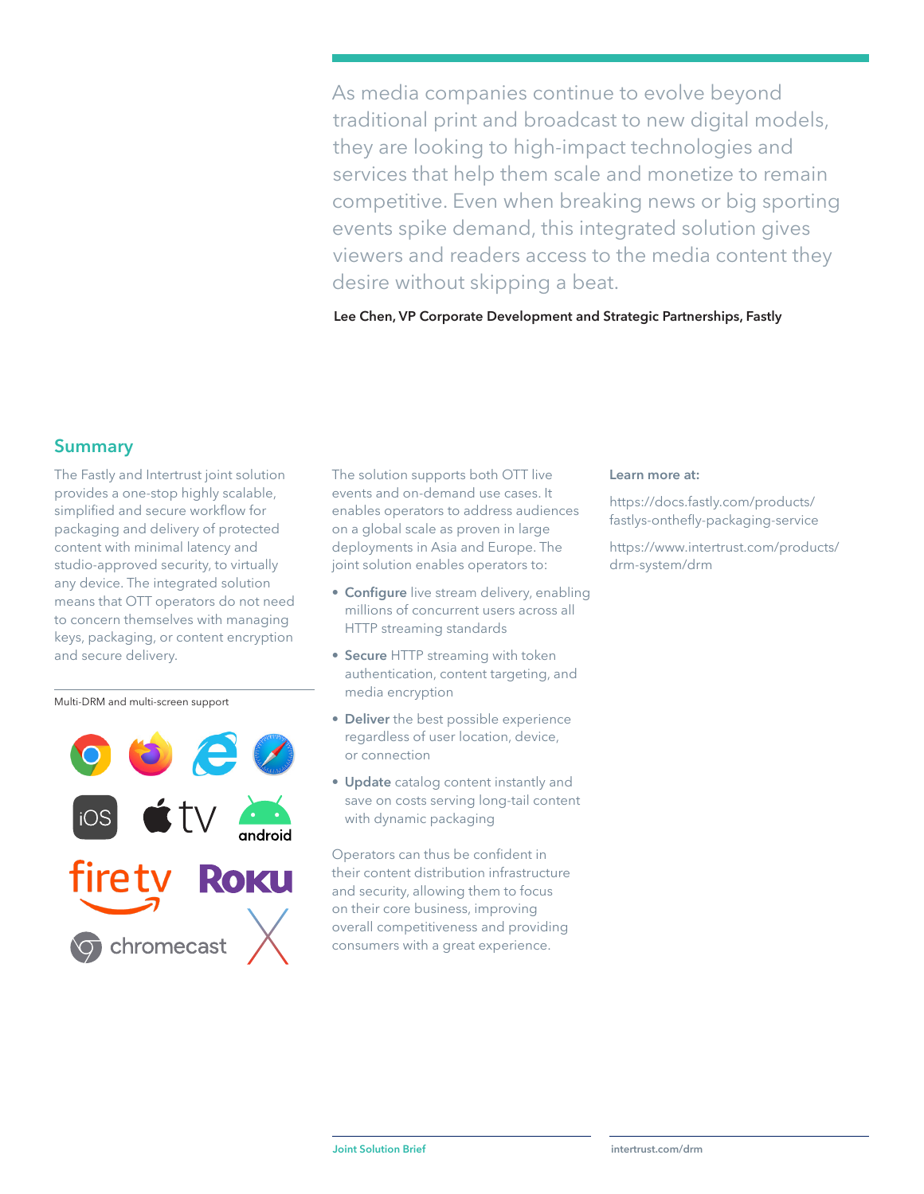> As media companies continue to evolve beyond traditional print and broadcast to new digital models, they are looking to high-impact technologies and services that help them scale and monetize to remain competitive. Even when breaking news or big sporting events spike demand, this integrated solution gives viewers and readers access to the media content they desire without skipping a beat.

**Lee Chen, VP Corporate Development and Strategic Partnerships, Fastly**

## Summary

The Fastly and Intertrust joint solution provides a one-stop highly scalable, simplified and secure workflow for packaging and delivery of protected content with minimal latency and studio-approved security, to virtually any device. The integrated solution means that OTT operators do not need to concern themselves with managing keys, packaging, or content encryption and secure delivery.

Multi-DRM and multi-screen support

The solution supports both OTT live events and on-demand use cases. It enables operators to address audiences on a global scale as proven in large deployments in Asia and Europe. The joint solution enables operators to:

- **Configure** live stream delivery, enabling millions of concurrent users across all HTTP streaming standards
- **Secure** HTTP streaming with token authentication, content targeting, and media encryption
- **Deliver** the best possible experience regardless of user location, device, or connection
- **Update** catalog content instantly and save on costs serving long-tail content with dynamic packaging

Operators can thus be confident in their content distribution infrastructure and security, allowing them to focus on their core business, improving overall competitiveness and providing consumers with a great experience.

**Learn more at:**

https://docs.fastly.com/products/fastlys-onthefly-packaging-service

https://www.intertrust.com/products/drm-system/drm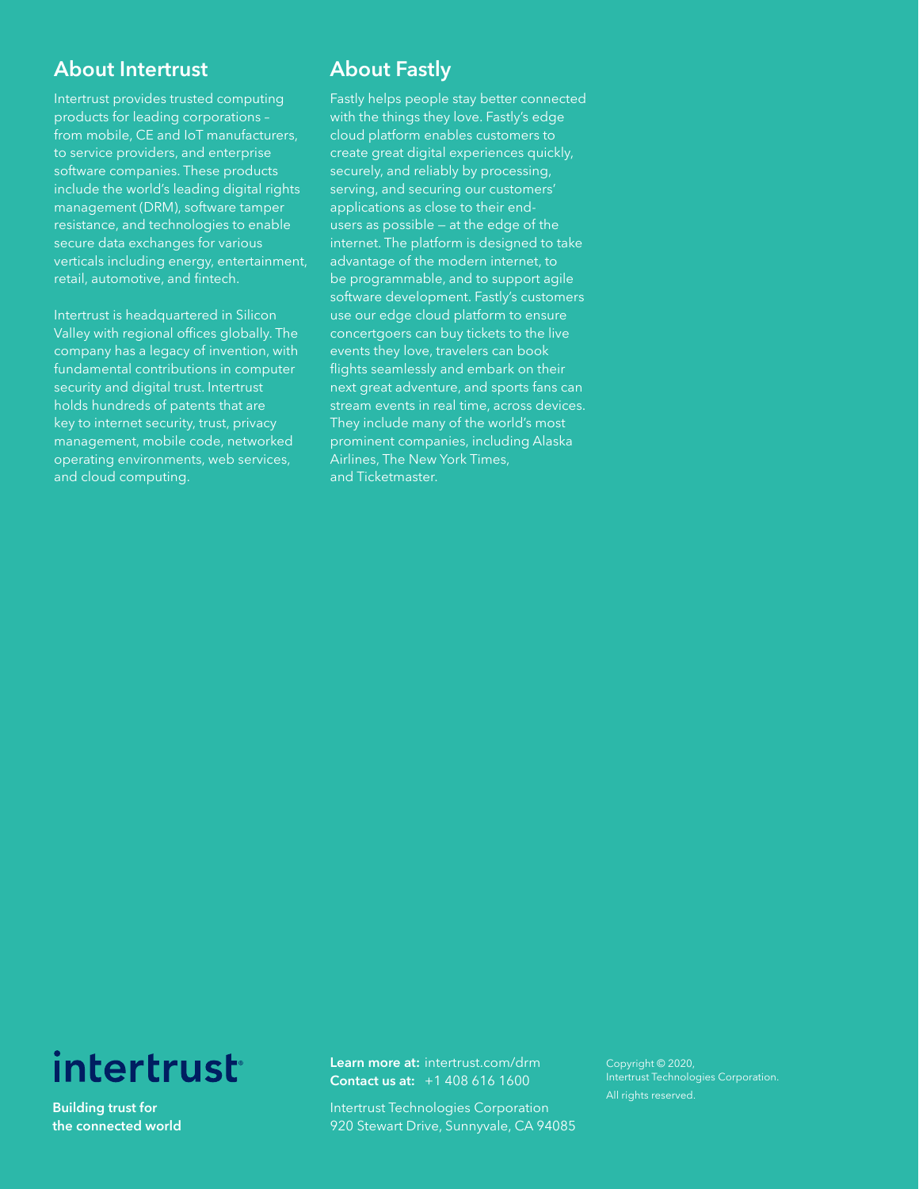## About Intertrust

Intertrust provides trusted computing products for leading corporations – from mobile, CE and IoT manufacturers, to service providers, and enterprise software companies. These products include the world's leading digital rights management (DRM), software tamper resistance, and technologies to enable secure data exchanges for various verticals including energy, entertainment, retail, automotive, and fintech.

Intertrust is headquartered in Silicon Valley with regional offices globally. The company has a legacy of invention, with fundamental contributions in computer security and digital trust. Intertrust holds hundreds of patents that are key to internet security, trust, privacy management, mobile code, networked operating environments, web services, and cloud computing.

## About Fastly

Fastly helps people stay better connected with the things they love. Fastly's edge cloud platform enables customers to create great digital experiences quickly, securely, and reliably by processing, serving, and securing our customers' applications as close to their end-users as possible — at the edge of the internet. The platform is designed to take advantage of the modern internet, to be programmable, and to support agile software development. Fastly's customers use our edge cloud platform to ensure concertgoers can buy tickets to the live events they love, travelers can book flights seamlessly and embark on their next great adventure, and sports fans can stream events in real time, across devices. They include many of the world's most prominent companies, including Alaska Airlines, The New York Times, and Ticketmaster.

intertrust

**Building trust for the connected world**

**Learn more at:** intertrust.com/drm
**Contact us at:** +1 408 616 1600

Intertrust Technologies Corporation
920 Stewart Drive, Sunnyvale, CA 94085

Copyright © 2020, Intertrust Technologies Corporation. All rights reserved.